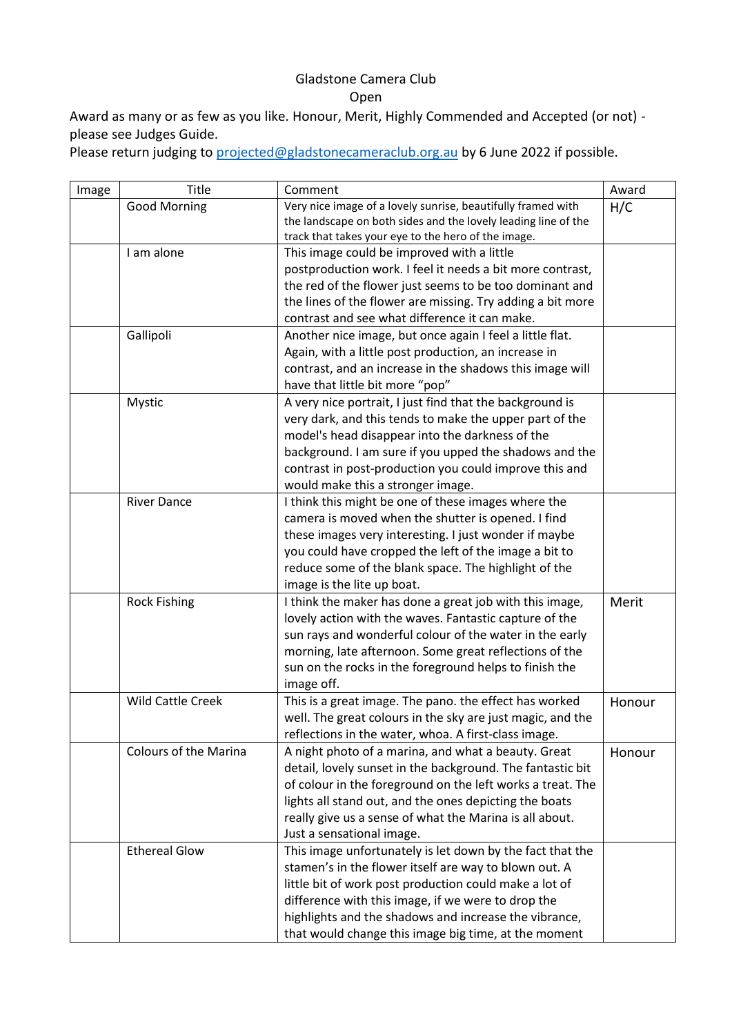Gladstone Camera Club

Open

Award as many or as few as you like. Honour, Merit, Highly Commended and Accepted (or not) - please see Judges Guide.

Please return judging to projected@gladstonecameraclub.org.au by 6 June 2022 if possible.

| Image | Title | Comment | Award |
|---|---|---|---|
| | Good Morning | Very nice image of a lovely sunrise, beautifully framed with the landscape on both sides and the lovely leading line of the track that takes your eye to the hero of the image. | H/C |
| | I am alone | This image could be improved with a little postproduction work. I feel it needs a bit more contrast, the red of the flower just seems to be too dominant and the lines of the flower are missing. Try adding a bit more contrast and see what difference it can make. | |
| | Gallipoli | Another nice image, but once again I feel a little flat. Again, with a little post production, an increase in contrast, and an increase in the shadows this image will have that little bit more "pop" | |
| | Mystic | A very nice portrait, I just find that the background is very dark, and this tends to make the upper part of the model's head disappear into the darkness of the background. I am sure if you upped the shadows and the contrast in post-production you could improve this and would make this a stronger image. | |
| | River Dance | I think this might be one of these images where the camera is moved when the shutter is opened. I find these images very interesting. I just wonder if maybe you could have cropped the left of the image a bit to reduce some of the blank space. The highlight of the image is the lite up boat. | |
| | Rock Fishing | I think the maker has done a great job with this image, lovely action with the waves. Fantastic capture of the sun rays and wonderful colour of the water in the early morning, late afternoon. Some great reflections of the sun on the rocks in the foreground helps to finish the image off. | Merit |
| | Wild Cattle Creek | This is a great image. The pano. the effect has worked well. The great colours in the sky are just magic, and the reflections in the water, whoa. A first-class image. | Honour |
| | Colours of the Marina | A night photo of a marina, and what a beauty. Great detail, lovely sunset in the background. The fantastic bit of colour in the foreground on the left works a treat. The lights all stand out, and the ones depicting the boats really give us a sense of what the Marina is all about. Just a sensational image. | Honour |
| | Ethereal Glow | This image unfortunately is let down by the fact that the stamen's in the flower itself are way to blown out. A little bit of work post production could make a lot of difference with this image, if we were to drop the highlights and the shadows and increase the vibrance, that would change this image big time, at the moment | |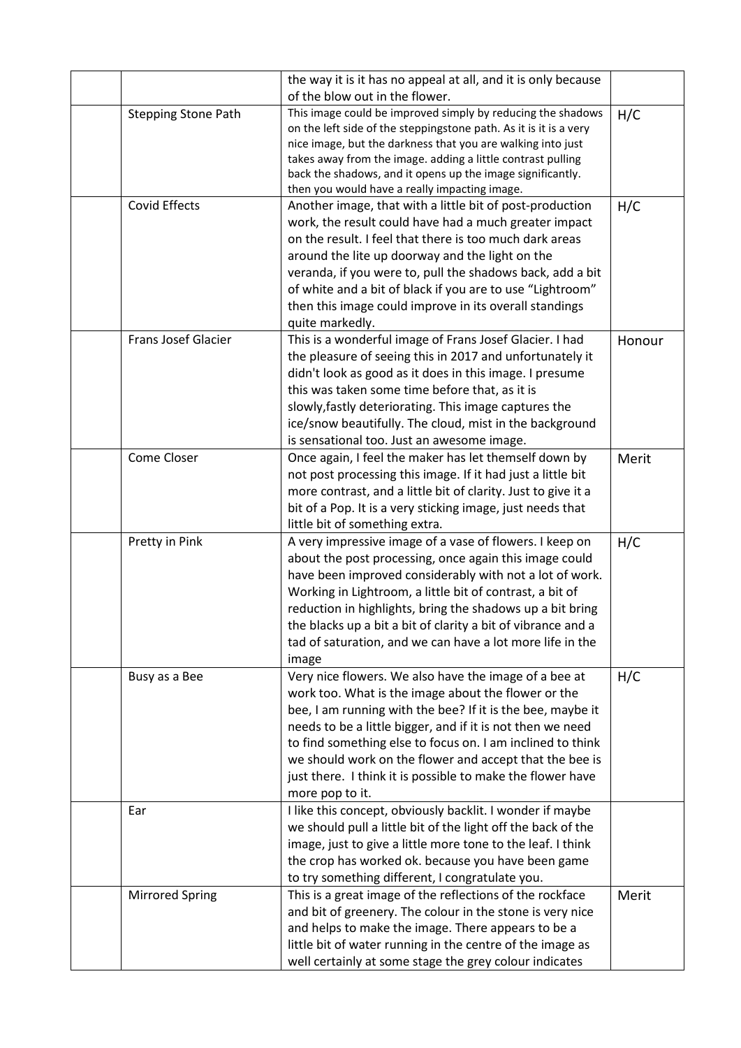|  |  |  |  |
|---|---|---|---|
|  |  | the way it is it has no appeal at all, and it is only because of the blow out in the flower. |  |
|  | Stepping Stone Path | This image could be improved simply by reducing the shadows on the left side of the steppingstone path. As it is it is a very nice image, but the darkness that you are walking into just takes away from the image. adding a little contrast pulling back the shadows, and it opens up the image significantly. then you would have a really impacting image. | H/C |
|  | Covid Effects | Another image, that with a little bit of post-production work, the result could have had a much greater impact on the result. I feel that there is too much dark areas around the lite up doorway and the light on the veranda, if you were to, pull the shadows back, add a bit of white and a bit of black if you are to use "Lightroom" then this image could improve in its overall standings quite markedly. | H/C |
|  | Frans Josef Glacier | This is a wonderful image of Frans Josef Glacier. I had the pleasure of seeing this in 2017 and unfortunately it didn't look as good as it does in this image. I presume this was taken some time before that, as it is slowly,fastly deteriorating. This image captures the ice/snow beautifully. The cloud, mist in the background is sensational too. Just an awesome image. | Honour |
|  | Come Closer | Once again, I feel the maker has let themself down by not post processing this image. If it had just a little bit more contrast, and a little bit of clarity. Just to give it a bit of a Pop. It is a very sticking image, just needs that little bit of something extra. | Merit |
|  | Pretty in Pink | A very impressive image of a vase of flowers. I keep on about the post processing, once again this image could have been improved considerably with not a lot of work. Working in Lightroom, a little bit of contrast, a bit of reduction in highlights, bring the shadows up a bit bring the blacks up a bit a bit of clarity a bit of vibrance and a tad of saturation, and we can have a lot more life in the image | H/C |
|  | Busy as a Bee | Very nice flowers. We also have the image of a bee at work too. What is the image about the flower or the bee, I am running with the bee? If it is the bee, maybe it needs to be a little bigger, and if it is not then we need to find something else to focus on. I am inclined to think we should work on the flower and accept that the bee is just there. I think it is possible to make the flower have more pop to it. | H/C |
|  | Ear | I like this concept, obviously backlit. I wonder if maybe we should pull a little bit of the light off the back of the image, just to give a little more tone to the leaf. I think the crop has worked ok. because you have been game to try something different, I congratulate you. |  |
|  | Mirrored Spring | This is a great image of the reflections of the rockface and bit of greenery. The colour in the stone is very nice and helps to make the image. There appears to be a little bit of water running in the centre of the image as well certainly at some stage the grey colour indicates | Merit |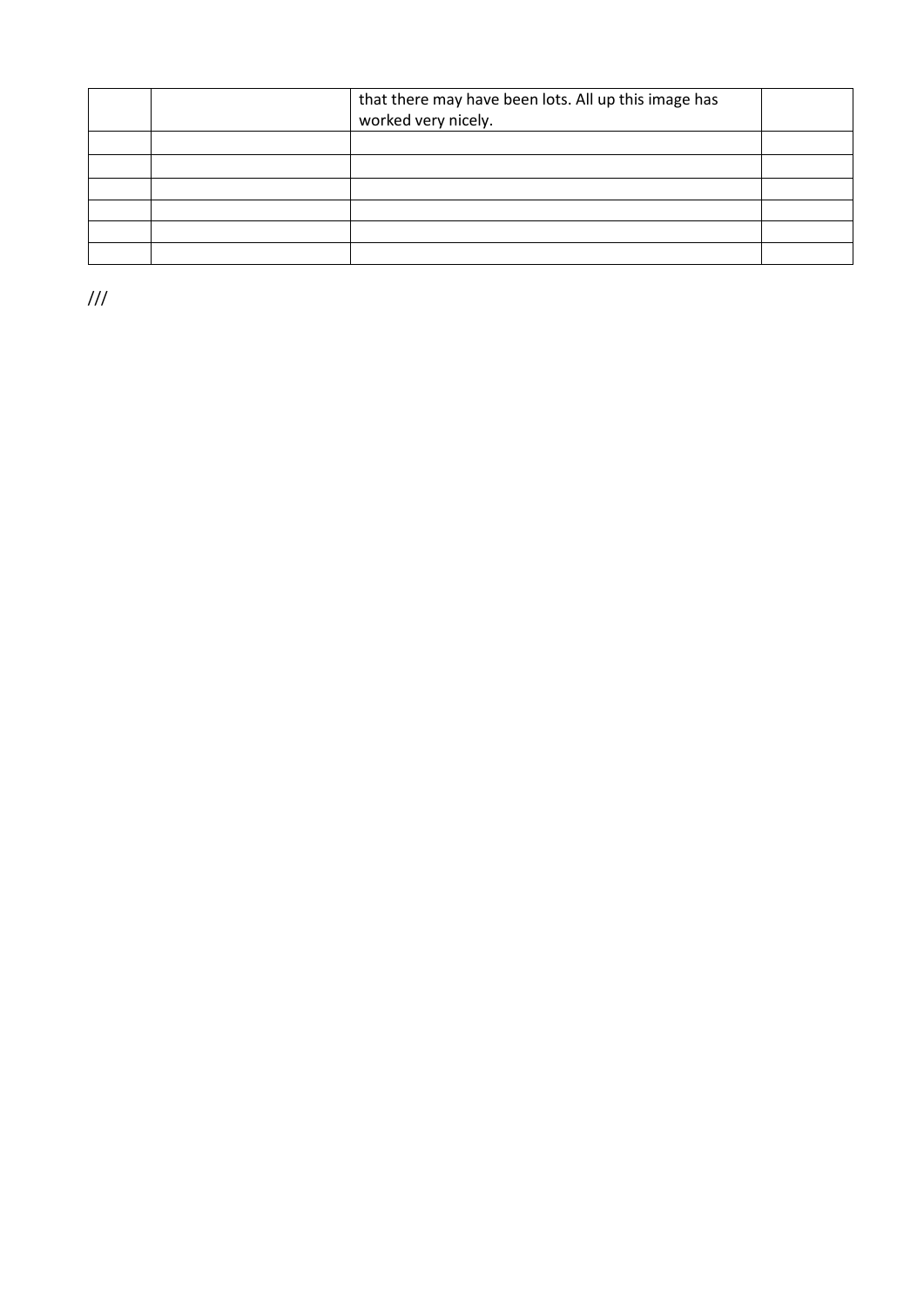| | | | |
|---|---|---|---|
| | | that there may have been lots. All up this image has worked very nicely. | |
| | | | |
| | | | |
| | | | |
| | | | |
| | | | |
| | | | |

///